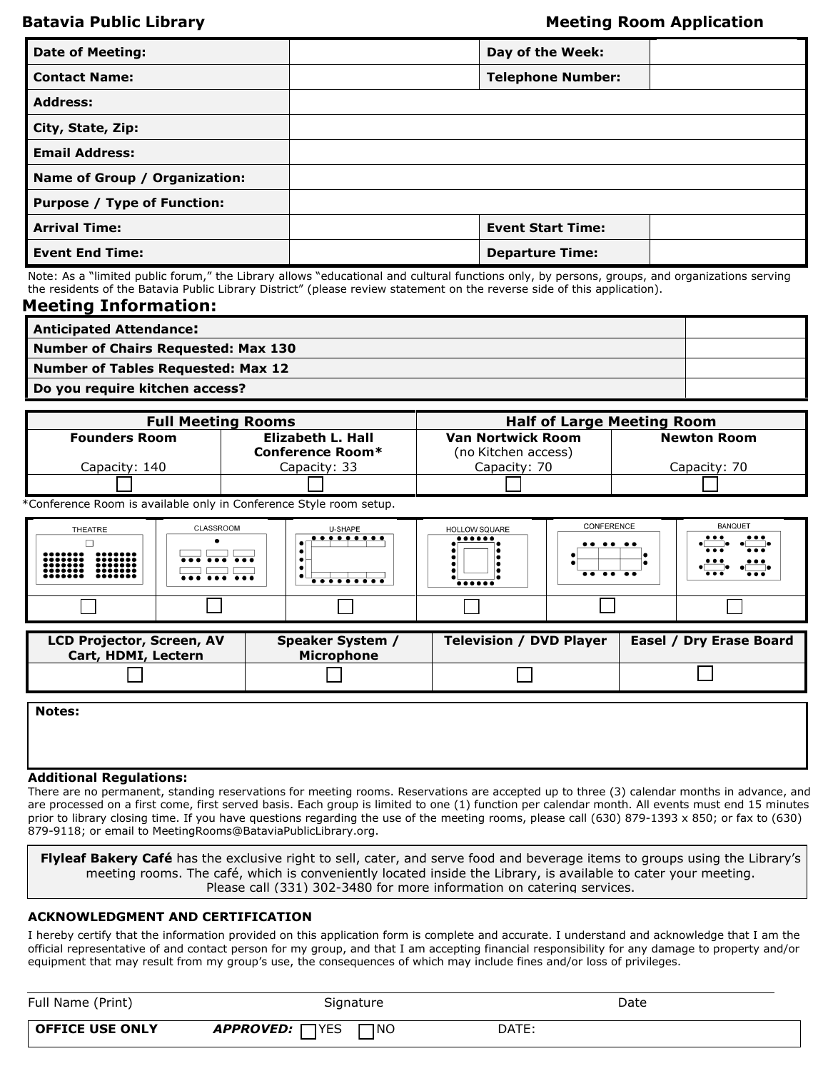**Batavia Public Library** **Meeting Room Application**

| | | | |
|---|---|---|---|
| **Date of Meeting:** | | **Day of the Week:** | |
| **Contact Name:** | | **Telephone Number:** | |
| **Address:** | | | |
| **City, State, Zip:** | | | |
| **Email Address:** | | | |
| **Name of Group / Organization:** | | | |
| **Purpose / Type of Function:** | | | |
| **Arrival Time:** | | **Event Start Time:** | |
| **Event End Time:** | | **Departure Time:** | |

Note: As a "limited public forum," the Library allows "educational and cultural functions only, by persons, groups, and organizations serving the residents of the Batavia Public Library District" (please review statement on the reverse side of this application).

## Meeting Information:

| | |
|---|---|
| **Anticipated Attendance:** | |
| **Number of Chairs Requested: Max 130** | |
| **Number of Tables Requested: Max 12** | |
| **Do you require kitchen access?** | |

| **Full Meeting Rooms** | | **Half of Large Meeting Room** | |
|---|---|---|---|
| **Founders Room** Capacity: 140 | **Elizabeth L. Hall Conference Room*** Capacity: 33 | **Van Nortwick Room** (no Kitchen access) Capacity: 70 | **Newton Room** Capacity: 70 |
| ☐ | ☐ | ☐ | ☐ |

*Conference Room is available only in Conference Style room setup.

| THEATRE | CLASSROOM | U-SHAPE | HOLLOW SQUARE | CONFERENCE | BANQUET |
|---|---|---|---|---|---|
| ☐ | ☐ | ☐ | ☐ | ☐ | ☐ |

| **LCD Projector, Screen, AV Cart, HDMI, Lectern** | **Speaker System / Microphone** | **Television / DVD Player** | **Easel / Dry Erase Board** |
|---|---|---|---|
| ☐ | ☐ | ☐ | ☐ |

**Notes:**

**Additional Regulations:**

There are no permanent, standing reservations for meeting rooms. Reservations are accepted up to three (3) calendar months in advance, and are processed on a first come, first served basis. Each group is limited to one (1) function per calendar month. All events must end 15 minutes prior to library closing time. If you have questions regarding the use of the meeting rooms, please call (630) 879-1393 x 850; or fax to (630) 879-9118; or email to MeetingRooms@BataviaPublicLibrary.org.

**Flyleaf Bakery Café** has the exclusive right to sell, cater, and serve food and beverage items to groups using the Library's meeting rooms. The café, which is conveniently located inside the Library, is available to cater your meeting. Please call (331) 302-3480 for more information on catering services.

**ACKNOWLEDGMENT AND CERTIFICATION**

I hereby certify that the information provided on this application form is complete and accurate. I understand and acknowledge that I am the official representative of and contact person for my group, and that I am accepting financial responsibility for any damage to property and/or equipment that may result from my group's use, the consequences of which may include fines and/or loss of privileges.

Full Name (Print) Signature Date

**OFFICE USE ONLY** ***APPROVED:*** ☐ YES ☐ NO DATE: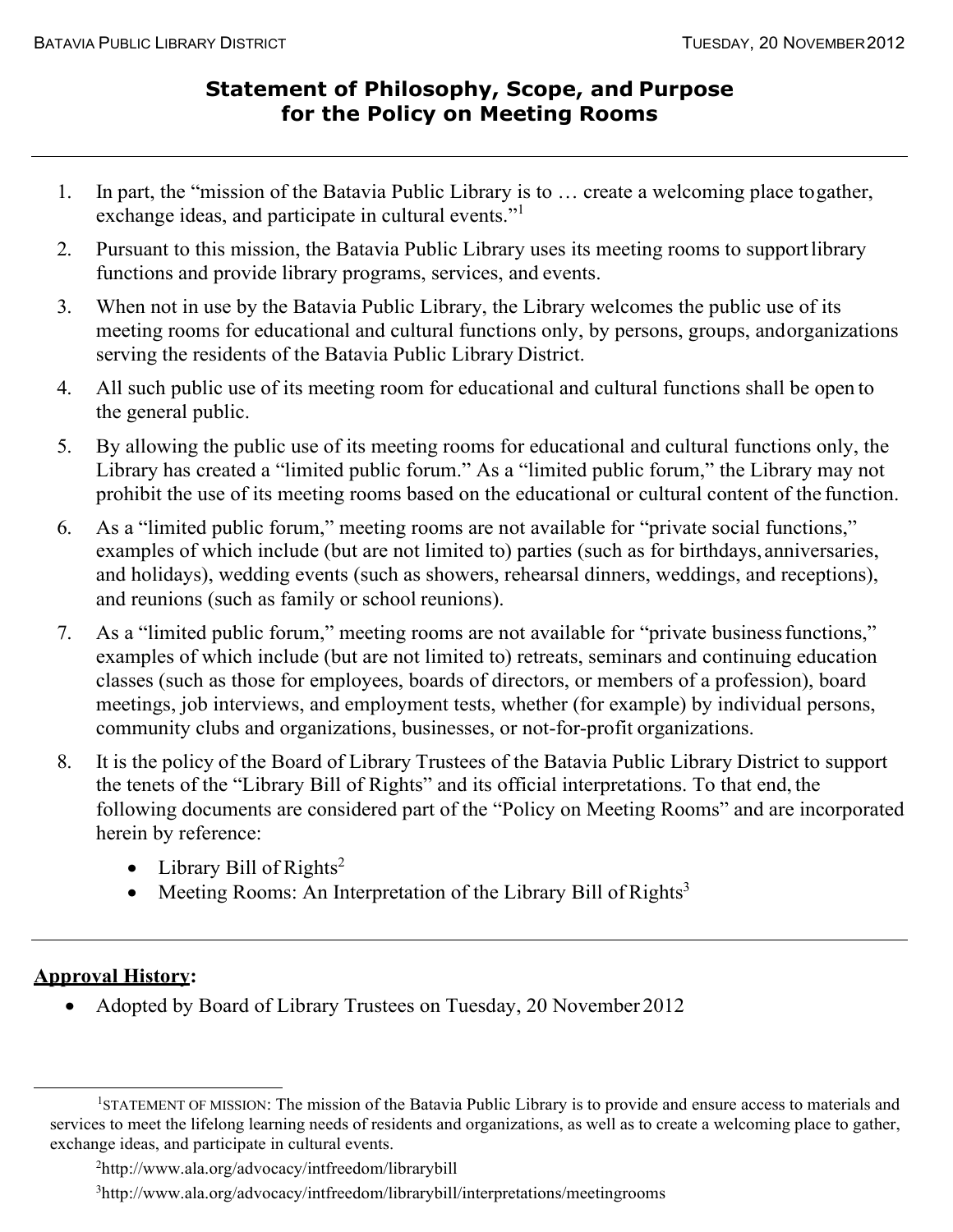# Statement of Philosophy, Scope, and Purpose for the Policy on Meeting Rooms

---

1. In part, the "mission of the Batavia Public Library is to … create a welcoming place to gather, exchange ideas, and participate in cultural events."[1]
2. Pursuant to this mission, the Batavia Public Library uses its meeting rooms to support library functions and provide library programs, services, and events.
3. When not in use by the Batavia Public Library, the Library welcomes the public use of its meeting rooms for educational and cultural functions only, by persons, groups, and organizations serving the residents of the Batavia Public Library District.
4. All such public use of its meeting room for educational and cultural functions shall be open to the general public.
5. By allowing the public use of its meeting rooms for educational and cultural functions only, the Library has created a "limited public forum." As a "limited public forum," the Library may not prohibit the use of its meeting rooms based on the educational or cultural content of the function.
6. As a "limited public forum," meeting rooms are not available for "private social functions," examples of which include (but are not limited to) parties (such as for birthdays, anniversaries, and holidays), wedding events (such as showers, rehearsal dinners, weddings, and receptions), and reunions (such as family or school reunions).
7. As a "limited public forum," meeting rooms are not available for "private business functions," examples of which include (but are not limited to) retreats, seminars and continuing education classes (such as those for employees, boards of directors, or members of a profession), board meetings, job interviews, and employment tests, whether (for example) by individual persons, community clubs and organizations, businesses, or not-for-profit organizations.
8. It is the policy of the Board of Library Trustees of the Batavia Public Library District to support the tenets of the "Library Bill of Rights" and its official interpretations. To that end, the following documents are considered part of the "Policy on Meeting Rooms" and are incorporated herein by reference:
   - Library Bill of Rights[2]
   - Meeting Rooms: An Interpretation of the Library Bill of Rights[3]

---

**Approval History:**

- Adopted by Board of Library Trustees on Tuesday, 20 November 2012

---

[1] STATEMENT OF MISSION: The mission of the Batavia Public Library is to provide and ensure access to materials and services to meet the lifelong learning needs of residents and organizations, as well as to create a welcoming place to gather, exchange ideas, and participate in cultural events.

[2] http://www.ala.org/advocacy/intfreedom/librarybill

[3] http://www.ala.org/advocacy/intfreedom/librarybill/interpretations/meetingrooms